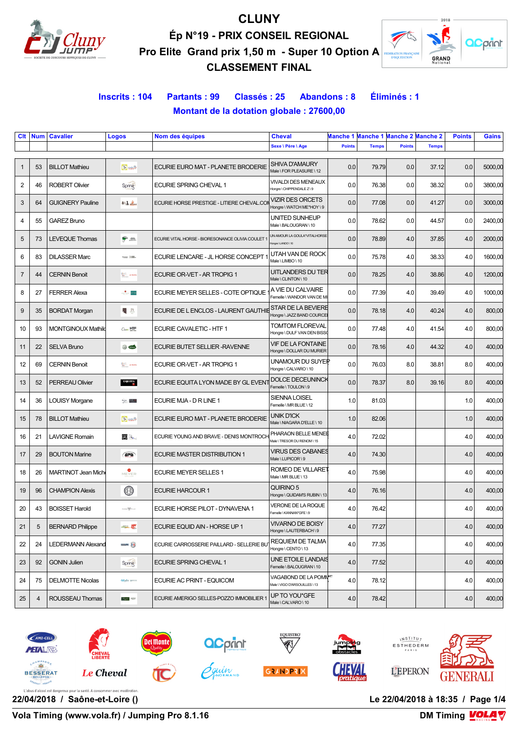# CLUNY

## Ép N°19 - PRIX CONSEIL REGIONAL

## Pro Elite Grand prix 1,50 m - Super 10 Option A

## CLASSEMENT FINAL

**Inscrits : 104 Partants : 99 Classés : 25 Abandons : 8 Éliminés : 1**

**Montant de la dotation globale : 27600,00**

| Clt | Num | Cavalier | Logos | Nom des équipes | Cheval<br>Sexe \ Père \ Age | Manche 1<br>Points | Manche 1<br>Temps | Manche 2<br>Points | Manche 2<br>Temps | Points | Gains |
|---|---|---|---|---|---|---|---|---|---|---|---|
| 1 | 53 | BILLOT Mathieu | | ECURIE EURO MAT - PLANETE BRODERIE | SHIVA D'AMAURY<br>Male \ FOR PLEASURE \ 12 | 0.0 | 79.79 | 0.0 | 37.12 | 0.0 | 5000,00 |
| 2 | 46 | ROBERT Olivier | | ECURIE SPRING CHEVAL 1 | VIVALDI DES MENEAUX<br>Hongre \ CHIPPENDALE Z \ 9 | 0.0 | 76.38 | 0.0 | 38.32 | 0.0 | 3800,00 |
| 3 | 64 | GUIGNERY Pauline | | ECURIE HORSE PRESTIGE - LITIERE CHEVAL.COM | VIZIR DES ORCETS<br>Hongre \ WATCH ME*HOY \ 9 | 0.0 | 77.08 | 0.0 | 41.27 | 0.0 | 3000,00 |
| 4 | 55 | GAREZ Bruno | | | UNITED SUNHEUP<br>Male \ BALOUGRAN \ 10 | 0.0 | 78.62 | 0.0 | 44.57 | 0.0 | 2400,00 |
| 5 | 73 | LEVEQUE Thomas | | ECURIE VITAL HORSE - BIORESONANCE OLIVIA COULET 1 | UN AMOUR LA GOULA*VITALHORSE<br>Hongre \ LANDO \ 10 | 0.0 | 78.89 | 4.0 | 37.85 | 4.0 | 2000,00 |
| 6 | 83 | DILASSER Marc | | ECURIE LENCARE - JL HORSE CONCEPT 1 | UTAH VAN DE ROCK<br>Male \ LIMBO \ 10 | 0.0 | 75.78 | 4.0 | 38.33 | 4.0 | 1600,00 |
| 7 | 44 | CERNIN Benoit | | ECURIE OR-VET - AR TROPIG 1 | UITLANDERS DU TER<br>Male \ CLINTON \ 10 | 0.0 | 78.25 | 4.0 | 38.86 | 4.0 | 1200,00 |
| 8 | 27 | FERRER Alexa | | ECURIE MEYER SELLES - COTE OPTIQUE 1 | A VIE DU CALVAIRE<br>Femelle \ WANDOR VAN DE MI | 0.0 | 77.39 | 4.0 | 39.49 | 4.0 | 1000,00 |
| 9 | 35 | BORDAT Morgan | | ECURIE DE L ENCLOS - LAURENT GAUTHIE | STAR DE LA BEVIERE<br>Hongre \ JAZZ BAND COURCE | 0.0 | 78.18 | 4.0 | 40.24 | 4.0 | 800,00 |
| 10 | 93 | MONTGINOUX Mathilde | | ECURIE CAVALETIC - HTF 1 | TOMTOM FLOREVAL<br>Hongre \ DULF VAN DEN BISSC | 0.0 | 77.48 | 4.0 | 41.54 | 4.0 | 800,00 |
| 11 | 22 | SELVA Bruno | | ECURIE BUTET SELLIER -RAVENNE | VIF DE LA FONTAINE<br>Hongre \ DOLLAR DU MURIER | 0.0 | 78.16 | 4.0 | 44.32 | 4.0 | 400,00 |
| 12 | 69 | CERNIN Benoit | | ECURIE OR-VET - AR TROPIG 1 | UNAMOUR DU SUYER<br>Hongre \ CALVARO \ 10 | 0.0 | 76.03 | 8.0 | 38.81 | 8.0 | 400,00 |
| 13 | 52 | PERREAU Olivier | | ECURIE EQUITA LYON MADE BY GL EVENT | DOLCE DECEUNINCK<br>Femelle \ TOULON \ 9 | 0.0 | 78.37 | 8.0 | 39.16 | 8.0 | 400,00 |
| 14 | 36 | LOUISY Morgane | | ECURIE MJA - D R LINE 1 | SIENNA LOISEL<br>Femelle \ MR BLUE \ 12 | 1.0 | 81.03 | | | 1.0 | 400,00 |
| 15 | 78 | BILLOT Mathieu | | ECURIE EURO MAT - PLANETE BRODERIE | UNIK D'ICK<br>Male \ NIAGARA D'ELLE \ 10 | 1.0 | 82.06 | | | 1.0 | 400,00 |
| 16 | 21 | LAVIGNE Romain | | ECURIE YOUNG AND BRAVE - DENIS MONTROCH | PHARAON BELLE MENEE<br>Male \ TRESOR DU RENOM \ 15 | 4.0 | 72.02 | | | 4.0 | 400,00 |
| 17 | 29 | BOUTON Marine | | ECURIE MASTER DISTRIBUTION 1 | VIRUS DES CABANES<br>Hongre \ LUPICOR \ 9 | 4.0 | 74.30 | | | 4.0 | 400,00 |
| 18 | 26 | MARTINOT Jean Mich | | ECURIE MEYER SELLES 1 | ROMEO DE VILLARET<br>Male \ MR BLUE \ 13 | 4.0 | 75.98 | | | 4.0 | 400,00 |
| 19 | 96 | CHAMPION Alexis | | ECURIE HARCOUR 1 | QUIRINO 5<br>Hongre \ QUIDAM'S RUBIN \ 13 | 4.0 | 76.16 | | | 4.0 | 400,00 |
| 20 | 43 | BOISSET Harold | | ECURIE HORSE PILOT - DYNAVENA 1 | VERONE DE LA ROQUE<br>Femelle \ KANNAN*GFE \ 9 | 4.0 | 76.42 | | | 4.0 | 400,00 |
| 21 | 5 | BERNARD Philippe | | ECURIE EQUID AIN - HORSE UP 1 | VIVARNO DE BOISY<br>Hongre \ LAUTERBACH \ 9 | 4.0 | 77.27 | | | 4.0 | 400,00 |
| 22 | 24 | LEDERMANN Alexand | | ECURIE CARROSSERIE PAILLARD - SELLERIE BU | REQUIEM DE TALMA<br>Hongre \ CENTO \ 13 | 4.0 | 77.35 | | | 4.0 | 400,00 |
| 23 | 92 | GONIN Julien | | ECURIE SPRING CHEVAL 1 | UNE ETOILE LANDAIS<br>Femelle \ BALOUGRAN \ 10 | 4.0 | 77.52 | | | 4.0 | 400,00 |
| 24 | 75 | DELMOTTE Nicolas | | ECURIE AC PRINT - EQUICOM | VAGABOND DE LA POMME<br>Male \ VIGO D'ARSOUILLES \ 13 | 4.0 | 78.12 | | | 4.0 | 400,00 |
| 25 | 4 | ROUSSEAU Thomas | | ECURIE AMERIGO SELLES-POZZO IMMOBILIER 1 | UP TO YOU*GFE<br>Male \ CALVARO \ 10 | 4.0 | 78.42 | | | 4.0 | 400,00 |

L'abus d'alcool est dangereux pour la santé. A consommer avec modération.

**22/04/2018 / Saône-et-Loire ()** — **Le 22/04/2018 à 18:35**

**Vola Timing (www.vola.fr) / Jumping Pro 8.1.16** — **DM Timing**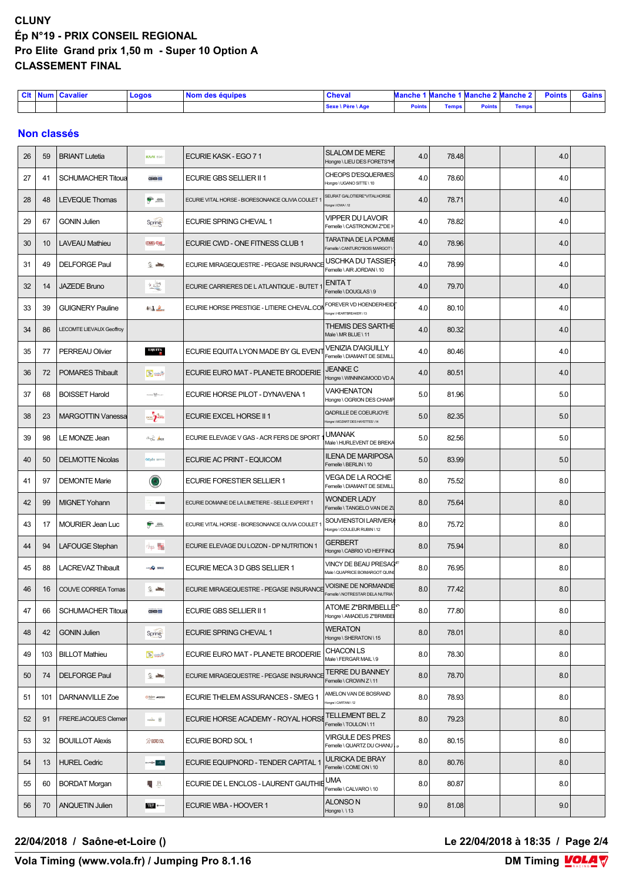**CLUNY**
**Ép N°19 - PRIX CONSEIL REGIONAL**
**Pro Elite Grand prix 1,50 m - Super 10 Option A**
**CLASSEMENT FINAL**

## Non classés

| Clt | Num | Cavalier | Logos | Nom des équipes | Cheval<br>Sexe \ Père \ Age | Manche 1<br>Points | Manche 1<br>Temps | Manche 2<br>Points | Manche 2<br>Temps | Points | Gains |
|---|---|---|---|---|---|---|---|---|---|---|---|
| 26 | 59 | BRIANT Lutetia | | ECURIE KASK - EGO 7 1 | SLALOM DE MERE<br>Hongre \ LIEU DES FORETS*HI | 4.0 | 78.48 | | | 4.0 | |
| 27 | 41 | SCHUMACHER Titoua | | ECURIE GBS SELLIER II 1 | CHEOPS D'ESQUERMES<br>Hongre \ UGANO SITTE \ 10 | 4.0 | 78.60 | | | 4.0 | |
| 28 | 48 | LEVEQUE Thomas | | ECURIE VITAL HORSE - BIORESONANCE OLIVIA COULET 1 | SEURAT GALOTIERE*VITALHORSE<br>Hongre \ KWA \ 12 | 4.0 | 78.71 | | | 4.0 | |
| 29 | 67 | GONIN Julien | | ECURIE SPRING CHEVAL 1 | VIPPER DU LAVOIR<br>Femelle \ CASTRONOM Z*DE H | 4.0 | 78.82 | | | 4.0 | |
| 30 | 10 | LAVEAU Mathieu | | ECURIE CWD - ONE FITNESS CLUB 1 | TARATINA DE LA POMME<br>Femelle \ CANTURO*BOIS MARGOT \ | 4.0 | 78.96 | | | 4.0 | |
| 31 | 49 | DELFORGE Paul | | ECURIE MIRAGEQUESTRE - PEGASE INSURANCE | USCHKA DU TASSIER<br>Femelle \ AIR JORDAN \ 10 | 4.0 | 78.99 | | | 4.0 | |
| 32 | 14 | JAZEDE Bruno | | ECURIE CARRIERES DE L ATLANTIQUE - BUTET 1 | ENITA T<br>Femelle \ DOUGLAS \ 9 | 4.0 | 79.70 | | | 4.0 | |
| 33 | 39 | GUIGNERY Pauline | | ECURIE HORSE PRESTIGE - LITIERE CHEVAL.COM | FOREVER VD HOENDERHEIDE<br>Hongre \ HEARTBREAKER \ 13 | 4.0 | 80.10 | | | 4.0 | |
| 34 | 86 | LECOMTE LIEVAUX Geoffroy | | | THEMIS DES SARTHE<br>Male \ MR BLUE \ 11 | 4.0 | 80.32 | | | 4.0 | |
| 35 | 77 | PERREAU Olivier | | ECURIE EQUITA LYON MADE BY GL EVENT | VENIZIA D'AIGUILLY<br>Femelle \ DIAMANT DE SEMILL | 4.0 | 80.46 | | | 4.0 | |
| 36 | 72 | POMARES Thibault | | ECURIE EURO MAT - PLANETE BRODERIE | JEANKE C<br>Hongre \ WINNINGMOOD VD A | 4.0 | 80.51 | | | 4.0 | |
| 37 | 68 | BOISSET Harold | | ECURIE HORSE PILOT - DYNAVENA 1 | VAKHENATON<br>Hongre \ OGRION DES CHAMP | 5.0 | 81.96 | | | 5.0 | |
| 38 | 23 | MARGOTTIN Vanessa | | ECURIE EXCEL HORSE II 1 | QADRILLE DE COEURJOYE<br>Hongre \ MOZART DES HAYETTES \ 14 | 5.0 | 82.35 | | | 5.0 | |
| 39 | 98 | LE MONZE Jean | | ECURIE ELEVAGE V GAS - ACR FERS DE SPORT | UMANAK<br>Male \ HURLEVENT DE BREKA | 5.0 | 82.56 | | | 5.0 | |
| 40 | 50 | DELMOTTE Nicolas | | ECURIE AC PRINT - EQUICOM | ILENA DE MARIPOSA<br>Femelle \ BERLIN \ 10 | 5.0 | 83.99 | | | 5.0 | |
| 41 | 97 | DEMONTE Marie | | ECURIE FORESTIER SELLIER 1 | VEGA DE LA ROCHE<br>Femelle \ DIAMANT DE SEMILL | 8.0 | 75.52 | | | 8.0 | |
| 42 | 99 | MIGNET Yohann | | ECURIE DOMAINE DE LA LIMETIERE - SELLE EXPERT 1 | WONDER LADY<br>Femelle \ TANGELO VAN DE ZU | 8.0 | 75.64 | | | 8.0 | |
| 43 | 17 | MOURIER Jean Luc | | ECURIE VITAL HORSE - BIORESONANCE OLIVIA COULET 1 | SOUVIENSTOI LARIVIERA<br>Hongre \ COULEUR RUBIN \ 12 | 8.0 | 75.72 | | | 8.0 | |
| 44 | 94 | LAFOUGE Stephan | | ECURIE ELEVAGE DU LOZON - DP NUTRITION 1 | GERBERT<br>Hongre \ CABRIO VD HEFFINC | 8.0 | 75.94 | | | 8.0 | |
| 45 | 88 | LACREVAZ Thibault | | ECURIE MECA 3 D GBS SELLIER 1 | VINCY DE BEAU PRESAGE<br>Male \ QUAPRICE BOIMARGOT QUINC | 8.0 | 76.95 | | | 8.0 | |
| 46 | 16 | COUVE CORREA Tomas | | ECURIE MIRAGEQUESTRE - PEGASE INSURANCE | VOISINE DE NORMANDIE<br>Femelle \ NOTRESTAR DELA NUTRIA | 8.0 | 77.42 | | | 8.0 | |
| 47 | 66 | SCHUMACHER Titoua | | ECURIE GBS SELLIER II 1 | ATOME Z*BRIMBELLE<br>Hongre \ AMADEUS Z*BRIMBEL | 8.0 | 77.80 | | | 8.0 | |
| 48 | 42 | GONIN Julien | | ECURIE SPRING CHEVAL 1 | WERATON<br>Hongre \ SHERATON \ 15 | 8.0 | 78.01 | | | 8.0 | |
| 49 | 103 | BILLOT Mathieu | | ECURIE EURO MAT - PLANETE BRODERIE | CHACON LS<br>Male \ FERGAR MAIL \ 9 | 8.0 | 78.30 | | | 8.0 | |
| 50 | 74 | DELFORGE Paul | | ECURIE MIRAGEQUESTRE - PEGASE INSURANCE | TERRE DU BANNEY<br>Femelle \ CROWN Z \ 11 | 8.0 | 78.70 | | | 8.0 | |
| 51 | 101 | DARNANVILLE Zoe | | ECURIE THELEM ASSURANCES - SMEG 1 | AMELON VAN DE BOSRAND<br>Hongre \ CARTANI \ 12 | 8.0 | 78.93 | | | 8.0 | |
| 52 | 91 | FREREJACQUES Clemen | | ECURIE HORSE ACADEMY - ROYAL HORSE | TELLEMENT BEL Z<br>Femelle \ TOULON \ 11 | 8.0 | 79.23 | | | 8.0 | |
| 53 | 32 | BOUILLOT Alexis | | ECURIE BORD SOL 1 | VIRGULE DES PRES<br>Femelle \ QUARTZ DU CHANU | 8.0 | 80.15 | | | 8.0 | |
| 54 | 13 | HUREL Cedric | | ECURIE EQUIPNORD - TENDER CAPITAL 1 | ULRICKA DE BRAY<br>Femelle \ COME ON \ 10 | 8.0 | 80.76 | | | 8.0 | |
| 55 | 60 | BORDAT Morgan | | ECURIE DE L ENCLOS - LAURENT GAUTHIE | UMA<br>Femelle \ CALVARO \ 10 | 8.0 | 80.87 | | | 8.0 | |
| 56 | 70 | ANQUETIN Julien | | ECURIE WBA - HOOVER 1 | ALONSO N<br>Hongre \ \ 13 | 9.0 | 81.08 | | | 9.0 | |

**22/04/2018 / Saône-et-Loire ()** — **Le 22/04/2018 à 18:35**

**Vola Timing (www.vola.fr) / Jumping Pro 8.1.16** — **DM Timing**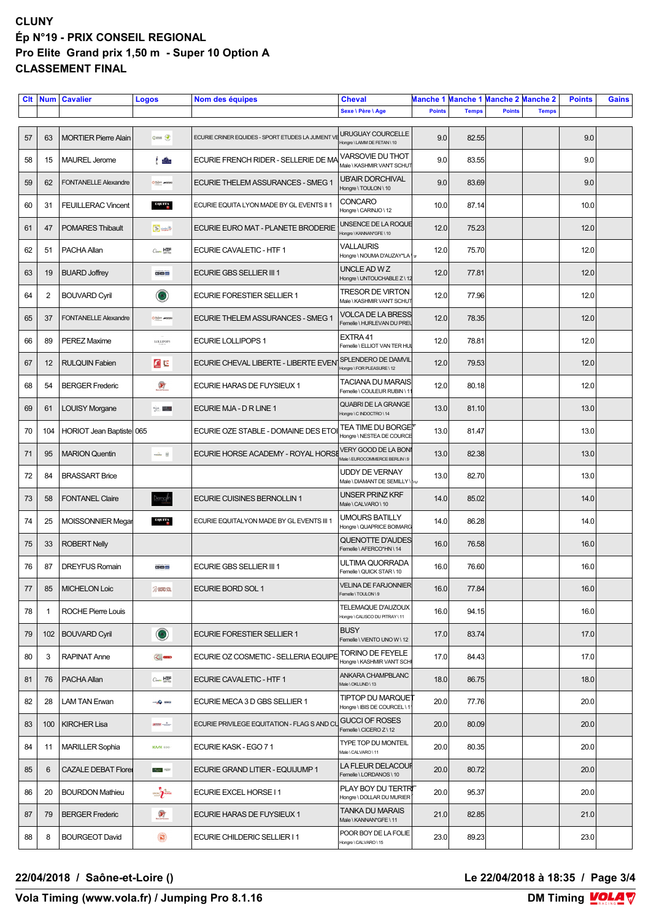**CLUNY**
**Ép N°19 - PRIX CONSEIL REGIONAL**
**Pro Elite Grand prix 1,50 m - Super 10 Option A**
**CLASSEMENT FINAL**

| Clt | Num | Cavalier | Logos | Nom des équipes | Cheval | Manche 1 | Manche 1 | Manche 2 | Manche 2 | Points | Gains |
|---|---|---|---|---|---|---|---|---|---|---|---|
| | | | | | Sexe \ Père \ Age | Points | Temps | Points | Temps | | |
| 57 | 63 | MORTIER Pierre Alain | | ECURIE CRINER EQUIDES - SPORT ETUDES LA JUMENT VE | URUGUAY COURCELLE<br>Hongre \ LAMM DE FETAN \ 10 | 9.0 | 82.55 | | | 9.0 | |
| 58 | 15 | MAUREL Jerome | | ECURIE FRENCH RIDER - SELLERIE DE MA | VARSOVIE DU THOT<br>Male \ KASHMIR VAN'T SCHUT | 9.0 | 83.55 | | | 9.0 | |
| 59 | 62 | FONTANELLE Alexandre | | ECURIE THELEM ASSURANCES - SMEG 1 | UB'AIR DORCHIVAL<br>Hongre \ TOULON \ 10 | 9.0 | 83.69 | | | 9.0 | |
| 60 | 31 | FEUILLERAC Vincent | | ECURIE EQUITA LYON MADE BY GL EVENTS II 1 | CONCARO<br>Hongre \ CARINJO \ 12 | 10.0 | 87.14 | | | 10.0 | |
| 61 | 47 | POMARES Thibault | | ECURIE EURO MAT - PLANETE BRODERIE | UNSENCE DE LA ROQUE<br>Hongre \ KANNAN*GFE \ 10 | 12.0 | 75.23 | | | 12.0 | |
| 62 | 51 | PACHA Allan | | ECURIE CAVALETIC - HTF 1 | VALLAURIS<br>Hongre \ NOUMA D'AUZAY*LA \ 9 | 12.0 | 75.70 | | | 12.0 | |
| 63 | 19 | BUARD Joffrey | | ECURIE GBS SELLIER III 1 | UNCLE AD W Z<br>Hongre \ UNTOUCHABLE Z \ 12 | 12.0 | 77.81 | | | 12.0 | |
| 64 | 2 | BOUVARD Cyril | | ECURIE FORESTIER SELLIER 1 | TRESOR DE VIRTON<br>Male \ KASHMIR VAN'T SCHUT | 12.0 | 77.96 | | | 12.0 | |
| 65 | 37 | FONTANELLE Alexandre | | ECURIE THELEM ASSURANCES - SMEG 1 | VOLCA DE LA BRESS<br>Femelle \ HURLEVAN DU PREL | 12.0 | 78.35 | | | 12.0 | |
| 66 | 89 | PEREZ Maxime | | ECURIE LOLLIPOPS 1 | EXTRA 41<br>Femelle \ ELLIOT VAN TER HUL | 12.0 | 78.81 | | | 12.0 | |
| 67 | 12 | RULQUIN Fabien | | ECURIE CHEVAL LIBERTE - LIBERTE EVEN | SPLENDERO DE DAMVIL<br>Hongre \ FOR PLEASURE \ 12 | 12.0 | 79.53 | | | 12.0 | |
| 68 | 54 | BERGER Frederic | | ECURIE HARAS DE FUYSIEUX 1 | TACIANA DU MARAIS<br>Femelle \ COULEUR RUBIN \ 11 | 12.0 | 80.18 | | | 12.0 | |
| 69 | 61 | LOUISY Morgane | | ECURIE MJA - D R LINE 1 | QUABRI DE LA GRANGE<br>Hongre \ C INDOCTRO \ 14 | 13.0 | 81.10 | | | 13.0 | |
| 70 | 104 | HORIOT Jean Baptiste | 065 | ECURIE OZE STABLE - DOMAINE DES ETOI | TEA TIME DU BORGET<br>Hongre \ NESTEA DE COURCE | 13.0 | 81.47 | | | 13.0 | |
| 71 | 95 | MARION Quentin | | ECURIE HORSE ACADEMY - ROYAL HORSE | VERY GOOD DE LA BONI<br>Male \ EUROCOMMERCE BERLIN \ 9 | 13.0 | 82.38 | | | 13.0 | |
| 72 | 84 | BRASSART Brice | | | UDDY DE VERNAY<br>Male \ DIAMANT DE SEMILLY \ 10 | 13.0 | 82.70 | | | 13.0 | |
| 73 | 58 | FONTANEL Claire | | ECURIE CUISINES BERNOLLIN 1 | UNSER PRINZ KRF<br>Male \ CALVARO \ 10 | 14.0 | 85.02 | | | 14.0 | |
| 74 | 25 | MOISSONNIER Megan | | ECURIE EQUITALYON MADE BY GL EVENTS III 1 | UMOURS BATILLY<br>Hongre \ QUAPRICE BOIMARG | 14.0 | 86.28 | | | 14.0 | |
| 75 | 33 | ROBERT Nelly | | | QUENOTTE D'AUDES<br>Femelle \ AFERCO*HN \ 14 | 16.0 | 76.58 | | | 16.0 | |
| 76 | 87 | DREYFUS Romain | | ECURIE GBS SELLIER III 1 | ULTIMA QUORRADA<br>Femelle \ QUICK STAR \ 10 | 16.0 | 76.60 | | | 16.0 | |
| 77 | 85 | MICHELON Loic | | ECURIE BORD SOL 1 | VELINA DE FARJONNIER<br>Femelle \ TOULON \ 9 | 16.0 | 77.84 | | | 16.0 | |
| 78 | 1 | ROCHE Pierre Louis | | | TELEMAQUE D'AUZOUX<br>Hongre \ CALISCO DU PITRAY \ 11 | 16.0 | 94.15 | | | 16.0 | |
| 79 | 102 | BOUVARD Cyril | | ECURIE FORESTIER SELLIER 1 | BUSY<br>Femelle \ VIENTO UNO W \ 12 | 17.0 | 83.74 | | | 17.0 | |
| 80 | 3 | RAPINAT Anne | | ECURIE OZ COSMETIC - SELLERIA EQUIPE | TORINO DE FEYELE<br>Hongre \ KASHMIR VAN'T SCH | 17.0 | 84.43 | | | 17.0 | |
| 81 | 76 | PACHA Allan | | ECURIE CAVALETIC - HTF 1 | ANKARA CHAMPBLANC<br>Male \ OKLUND \ 13 | 18.0 | 86.75 | | | 18.0 | |
| 82 | 28 | LAM TAN Erwan | | ECURIE MECA 3 D GBS SELLIER 1 | TIPTOP DU MARQUET<br>Hongre \ IBIS DE COURCEL \ 11 | 20.0 | 77.76 | | | 20.0 | |
| 83 | 100 | KIRCHER Lisa | | ECURIE PRIVILEGE EQUITATION - FLAG S AND CL | GUCCI OF ROSES<br>Femelle \ CICERO Z \ 12 | 20.0 | 80.09 | | | 20.0 | |
| 84 | 11 | MARILLER Sophia | | ECURIE KASK - EGO 7 1 | TYPE TOP DU MONTEIL<br>Male \ CALVARO \ 11 | 20.0 | 80.35 | | | 20.0 | |
| 85 | 6 | CAZALE DEBAT Florer | | ECURIE GRAND LITIER - EQUIJUMP 1 | LA FLEUR DELACOUR<br>Femelle \ LORDANOS \ 10 | 20.0 | 80.72 | | | 20.0 | |
| 86 | 20 | BOURDON Mathieu | | ECURIE EXCEL HORSE I 1 | PLAY BOY DU TERTRE<br>Hongre \ DOLLAR DU MURIER | 20.0 | 95.37 | | | 20.0 | |
| 87 | 79 | BERGER Frederic | | ECURIE HARAS DE FUYSIEUX 1 | TANKA DU MARAIS<br>Male \ KANNAN*GFE \ 11 | 21.0 | 82.85 | | | 21.0 | |
| 88 | 8 | BOURGEOT David | | ECURIE CHILDERIC SELLIER I 1 | POOR BOY DE LA FOLIE<br>Hongre \ CALVARO \ 15 | 23.0 | 89.23 | | | 23.0 | |

**22/04/2018 / Saône-et-Loire ()** **Le 22/04/2018 à 18:35 / Page 3/4**

**Vola Timing (www.vola.fr) / Jumping Pro 8.1.16** **DM Timing**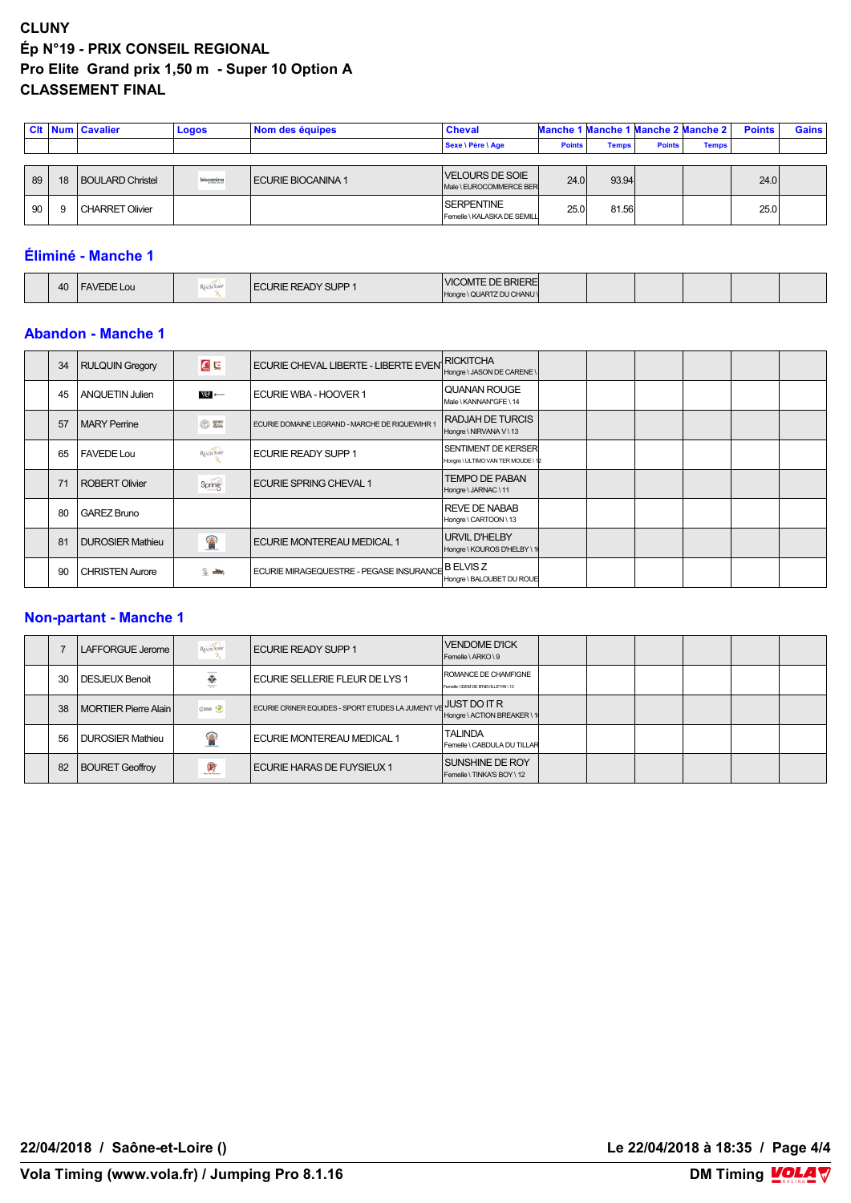# CLUNY

## Ép N°19 - PRIX CONSEIL REGIONAL

## Pro Elite Grand prix 1,50 m - Super 10 Option A

## CLASSEMENT FINAL

| Clt | Num | Cavalier | Logos | Nom des équipes | Cheval | Manche 1 | Manche 1 | Manche 2 | Manche 2 | Points | Gains |
|---|---|---|---|---|---|---|---|---|---|---|---|
| | | | | | Sexe \ Père \ Age | Points | Temps | Points | Temps | | |
| 89 | 18 | BOULARD Christel | biocanina | ECURIE BIOCANINA 1 | VELOURS DE SOIE<br>Male \ EUROCOMMERCE BER | 24.0 | 93.94 | | | 24.0 | |
| 90 | 9 | CHARRET Olivier | | | SERPENTINE<br>Femelle \ KALASKA DE SEMILL | 25.0 | 81.56 | | | 25.0 | |

## Éliminé - Manche 1

| | | | | | | | | | | | |
|---|---|---|---|---|---|---|---|---|---|---|---|
| | 40 | FAVEDE Lou | | ECURIE READY SUPP 1 | VICOMTE DE BRIERE<br>Hongre \ QUARTZ DU CHANU \ | | | | | | |

## Abandon - Manche 1

| | | | | | | | | | | | |
|---|---|---|---|---|---|---|---|---|---|---|---|
| | 34 | RULQUIN Gregory | | ECURIE CHEVAL LIBERTE - LIBERTE EVEN | RICKITCHA<br>Hongre \ JASON DE CARENE \ | | | | | | |
| | 45 | ANQUETIN Julien | | ECURIE WBA - HOOVER 1 | QUANAN ROUGE<br>Male \ KANNAN*GFE \ 14 | | | | | | |
| | 57 | MARY Perrine | | ECURIE DOMAINE LEGRAND - MARCHE DE RIQUEWIHR 1 | RADJAH DE TURCIS<br>Hongre \ NIRVANA V \ 13 | | | | | | |
| | 65 | FAVEDE Lou | | ECURIE READY SUPP 1 | SENTIMENT DE KERSER<br>Hongre \ ULTIMO VAN TER MOUDE \ 12 | | | | | | |
| | 71 | ROBERT Olivier | Spring | ECURIE SPRING CHEVAL 1 | TEMPO DE PABAN<br>Hongre \ JARNAC \ 11 | | | | | | |
| | 80 | GAREZ Bruno | | | REVE DE NABAB<br>Hongre \ CARTOON \ 13 | | | | | | |
| | 81 | DUROSIER Mathieu | | ECURIE MONTEREAU MEDICAL 1 | URVIL D'HELBY<br>Hongre \ KOUROS D'HELBY \ 1 | | | | | | |
| | 90 | CHRISTEN Aurore | | ECURIE MIRAGEQUESTRE - PEGASE INSURANCE | B ELVIS Z<br>Hongre \ BALOUBET DU ROUE | | | | | | |

## Non-partant - Manche 1

| | | | | | | | | | | | |
|---|---|---|---|---|---|---|---|---|---|---|---|
| | 7 | LAFFORGUE Jerome | | ECURIE READY SUPP 1 | VENDOME D'ICK<br>Femelle \ ARKO \ 9 | | | | | | |
| | 30 | DESJEUX Benoit | | ECURIE SELLERIE FLEUR DE LYS 1 | ROMANCE DE CHAMFIGNE<br>Femelle \ IDEM DE B'NEVILLE*HN \ 13 | | | | | | |
| | 38 | MORTIER Pierre Alain | | ECURIE CRINER EQUIDES - SPORT ETUDES LA JUMENT VE | JUST DO IT R<br>Hongre \ ACTION BREAKER \ 1 | | | | | | |
| | 56 | DUROSIER Mathieu | | ECURIE MONTEREAU MEDICAL 1 | TALINDA<br>Femelle \ CABDULA DU TILLAR | | | | | | |
| | 82 | BOURET Geoffroy | | ECURIE HARAS DE FUYSIEUX 1 | SUNSHINE DE ROY<br>Femelle \ TINKA'S BOY \ 12 | | | | | | |

22/04/2018 / Saône-et-Loire () — Le 22/04/2018 à 18:35

Vola Timing (www.vola.fr) / Jumping Pro 8.1.16 — DM Timing